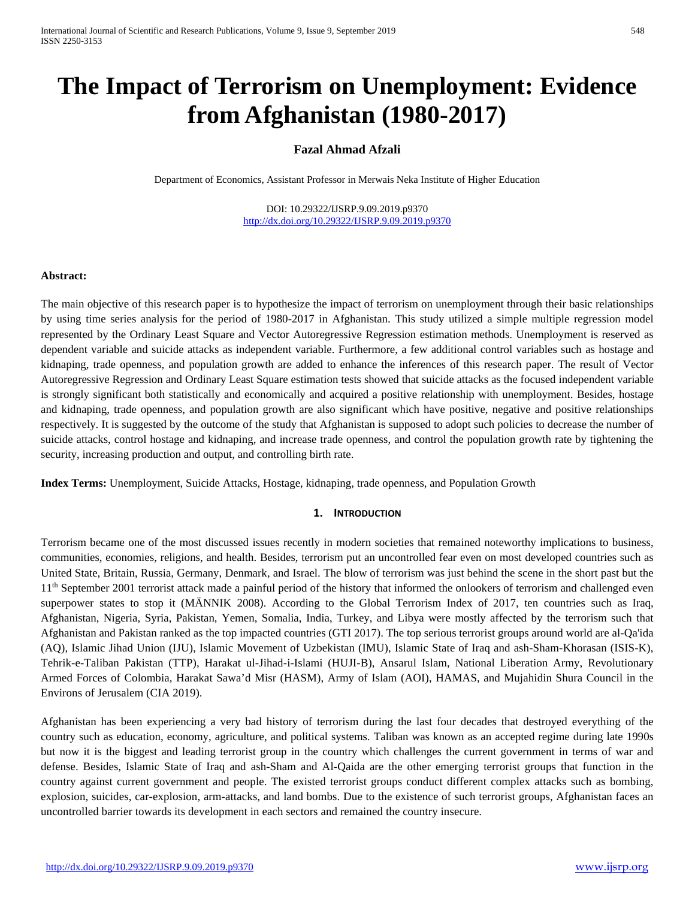# The Impact of Terrorism on Unemployment: Evidence from Afghanistan (1980-2017)

**Fazal Ahmad Afzali**

Department of Economics, Assistant Professor in Merwais Neka Institute of Higher Education

DOI: 10.29322/IJSRP.9.09.2019.p9370
http://dx.doi.org/10.29322/IJSRP.9.09.2019.p9370

**Abstract:**

The main objective of this research paper is to hypothesize the impact of terrorism on unemployment through their basic relationships by using time series analysis for the period of 1980-2017 in Afghanistan. This study utilized a simple multiple regression model represented by the Ordinary Least Square and Vector Autoregressive Regression estimation methods. Unemployment is reserved as dependent variable and suicide attacks as independent variable. Furthermore, a few additional control variables such as hostage and kidnaping, trade openness, and population growth are added to enhance the inferences of this research paper. The result of Vector Autoregressive Regression and Ordinary Least Square estimation tests showed that suicide attacks as the focused independent variable is strongly significant both statistically and economically and acquired a positive relationship with unemployment. Besides, hostage and kidnaping, trade openness, and population growth are also significant which have positive, negative and positive relationships respectively. It is suggested by the outcome of the study that Afghanistan is supposed to adopt such policies to decrease the number of suicide attacks, control hostage and kidnaping, and increase trade openness, and control the population growth rate by tightening the security, increasing production and output, and controlling birth rate.

**Index Terms:** Unemployment, Suicide Attacks, Hostage, kidnaping, trade openness, and Population Growth

## 1. Introduction

Terrorism became one of the most discussed issues recently in modern societies that remained noteworthy implications to business, communities, economies, religions, and health. Besides, terrorism put an uncontrolled fear even on most developed countries such as United State, Britain, Russia, Germany, Denmark, and Israel. The blow of terrorism was just behind the scene in the short past but the 11th September 2001 terrorist attack made a painful period of the history that informed the onlookers of terrorism and challenged even superpower states to stop it (MÄNNIK 2008). According to the Global Terrorism Index of 2017, ten countries such as Iraq, Afghanistan, Nigeria, Syria, Pakistan, Yemen, Somalia, India, Turkey, and Libya were mostly affected by the terrorism such that Afghanistan and Pakistan ranked as the top impacted countries (GTI 2017). The top serious terrorist groups around world are al-Qa'ida (AQ), Islamic Jihad Union (IJU), Islamic Movement of Uzbekistan (IMU), Islamic State of Iraq and ash-Sham-Khorasan (ISIS-K), Tehrik-e-Taliban Pakistan (TTP), Harakat ul-Jihad-i-Islami (HUJI-B), Ansarul Islam, National Liberation Army, Revolutionary Armed Forces of Colombia, Harakat Sawa'd Misr (HASM), Army of Islam (AOI), HAMAS, and Mujahidin Shura Council in the Environs of Jerusalem (CIA 2019).

Afghanistan has been experiencing a very bad history of terrorism during the last four decades that destroyed everything of the country such as education, economy, agriculture, and political systems. Taliban was known as an accepted regime during late 1990s but now it is the biggest and leading terrorist group in the country which challenges the current government in terms of war and defense. Besides, Islamic State of Iraq and ash-Sham and Al-Qaida are the other emerging terrorist groups that function in the country against current government and people. The existed terrorist groups conduct different complex attacks such as bombing, explosion, suicides, car-explosion, arm-attacks, and land bombs. Due to the existence of such terrorist groups, Afghanistan faces an uncontrolled barrier towards its development in each sectors and remained the country insecure.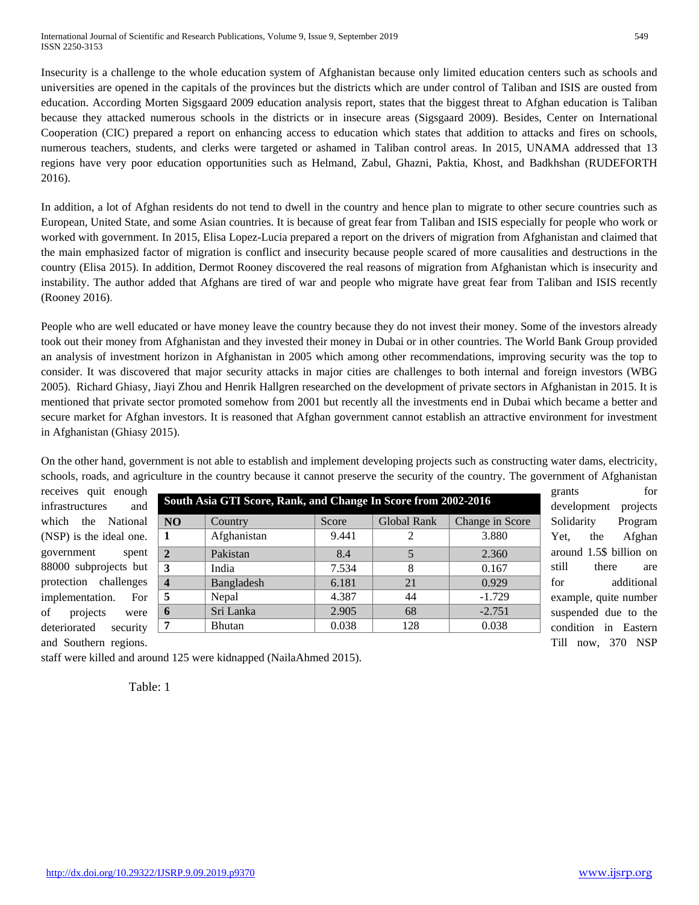Insecurity is a challenge to the whole education system of Afghanistan because only limited education centers such as schools and universities are opened in the capitals of the provinces but the districts which are under control of Taliban and ISIS are ousted from education. According Morten Sigsgaard 2009 education analysis report, states that the biggest threat to Afghan education is Taliban because they attacked numerous schools in the districts or in insecure areas (Sigsgaard 2009). Besides, Center on International Cooperation (CIC) prepared a report on enhancing access to education which states that addition to attacks and fires on schools, numerous teachers, students, and clerks were targeted or ashamed in Taliban control areas. In 2015, UNAMA addressed that 13 regions have very poor education opportunities such as Helmand, Zabul, Ghazni, Paktia, Khost, and Badkhshan (RUDEFORTH 2016).

In addition, a lot of Afghan residents do not tend to dwell in the country and hence plan to migrate to other secure countries such as European, United State, and some Asian countries. It is because of great fear from Taliban and ISIS especially for people who work or worked with government. In 2015, Elisa Lopez-Lucia prepared a report on the drivers of migration from Afghanistan and claimed that the main emphasized factor of migration is conflict and insecurity because people scared of more causalities and destructions in the country (Elisa 2015). In addition, Dermot Rooney discovered the real reasons of migration from Afghanistan which is insecurity and instability. The author added that Afghans are tired of war and people who migrate have great fear from Taliban and ISIS recently (Rooney 2016).

People who are well educated or have money leave the country because they do not invest their money. Some of the investors already took out their money from Afghanistan and they invested their money in Dubai or in other countries. The World Bank Group provided an analysis of investment horizon in Afghanistan in 2005 which among other recommendations, improving security was the top to consider. It was discovered that major security attacks in major cities are challenges to both internal and foreign investors (WBG 2005). Richard Ghiasy, Jiayi Zhou and Henrik Hallgren researched on the development of private sectors in Afghanistan in 2015. It is mentioned that private sector promoted somehow from 2001 but recently all the investments end in Dubai which became a better and secure market for Afghan investors. It is reasoned that Afghan government cannot establish an attractive environment for investment in Afghanistan (Ghiasy 2015).

On the other hand, government is not able to establish and implement developing projects such as constructing water dams, electricity, schools, roads, and agriculture in the country because it cannot preserve the security of the country. The government of Afghanistan receives quit enough grants for infrastructures and development projects which the National Solidarity Program (NSP) is the ideal one. Yet, the Afghan government spent around 1.5$ billion on 88000 subprojects but still there are protection challenges for additional implementation. For example, quite number of projects were suspended due to the deteriorated security condition in Eastern and Southern regions. Till now, 370 NSP staff were killed and around 125 were kidnapped (NailaAhmed 2015).

**South Asia GTI Score, Rank, and Change In Score from 2002-2016**

| NO | Country | Score | Global Rank | Change in Score |
|---|---|---|---|---|
| 1 | Afghanistan | 9.441 | 2 | 3.880 |
| 2 | Pakistan | 8.4 | 5 | 2.360 |
| 3 | India | 7.534 | 8 | 0.167 |
| 4 | Bangladesh | 6.181 | 21 | 0.929 |
| 5 | Nepal | 4.387 | 44 | -1.729 |
| 6 | Sri Lanka | 2.905 | 68 | -2.751 |
| 7 | Bhutan | 0.038 | 128 | 0.038 |

Table: 1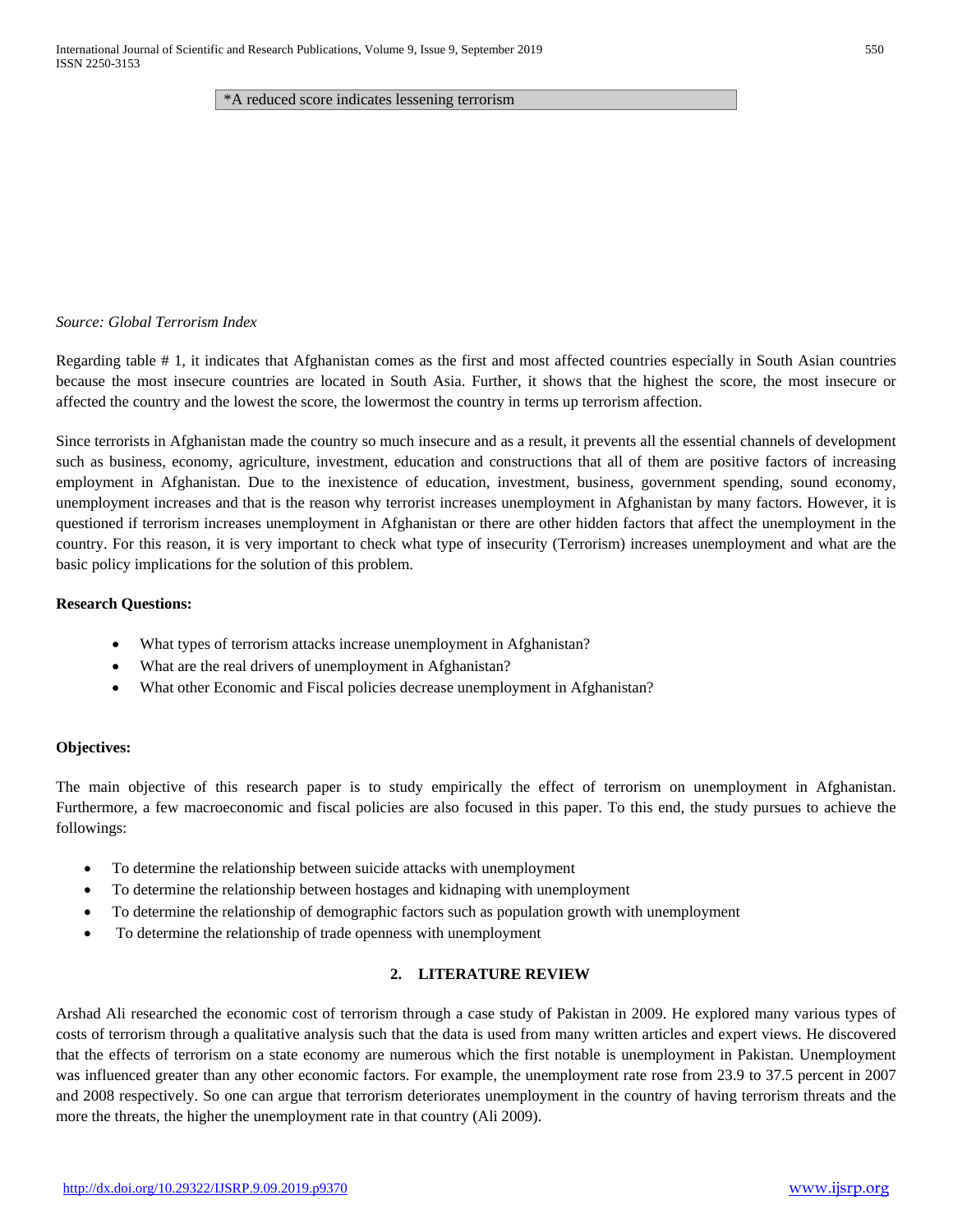*A reduced score indicates lessening terrorism

*Source: Global Terrorism Index*

Regarding table # 1, it indicates that Afghanistan comes as the first and most affected countries especially in South Asian countries because the most insecure countries are located in South Asia. Further, it shows that the highest the score, the most insecure or affected the country and the lowest the score, the lowermost the country in terms up terrorism affection.

Since terrorists in Afghanistan made the country so much insecure and as a result, it prevents all the essential channels of development such as business, economy, agriculture, investment, education and constructions that all of them are positive factors of increasing employment in Afghanistan. Due to the inexistence of education, investment, business, government spending, sound economy, unemployment increases and that is the reason why terrorist increases unemployment in Afghanistan by many factors. However, it is questioned if terrorism increases unemployment in Afghanistan or there are other hidden factors that affect the unemployment in the country. For this reason, it is very important to check what type of insecurity (Terrorism) increases unemployment and what are the basic policy implications for the solution of this problem.

**Research Questions:**

- What types of terrorism attacks increase unemployment in Afghanistan?
- What are the real drivers of unemployment in Afghanistan?
- What other Economic and Fiscal policies decrease unemployment in Afghanistan?

**Objectives:**

The main objective of this research paper is to study empirically the effect of terrorism on unemployment in Afghanistan. Furthermore, a few macroeconomic and fiscal policies are also focused in this paper. To this end, the study pursues to achieve the followings:

- To determine the relationship between suicide attacks with unemployment
- To determine the relationship between hostages and kidnaping with unemployment
- To determine the relationship of demographic factors such as population growth with unemployment
- To determine the relationship of trade openness with unemployment

## 2. LITERATURE REVIEW

Arshad Ali researched the economic cost of terrorism through a case study of Pakistan in 2009. He explored many various types of costs of terrorism through a qualitative analysis such that the data is used from many written articles and expert views. He discovered that the effects of terrorism on a state economy are numerous which the first notable is unemployment in Pakistan. Unemployment was influenced greater than any other economic factors. For example, the unemployment rate rose from 23.9 to 37.5 percent in 2007 and 2008 respectively. So one can argue that terrorism deteriorates unemployment in the country of having terrorism threats and the more the threats, the higher the unemployment rate in that country (Ali 2009).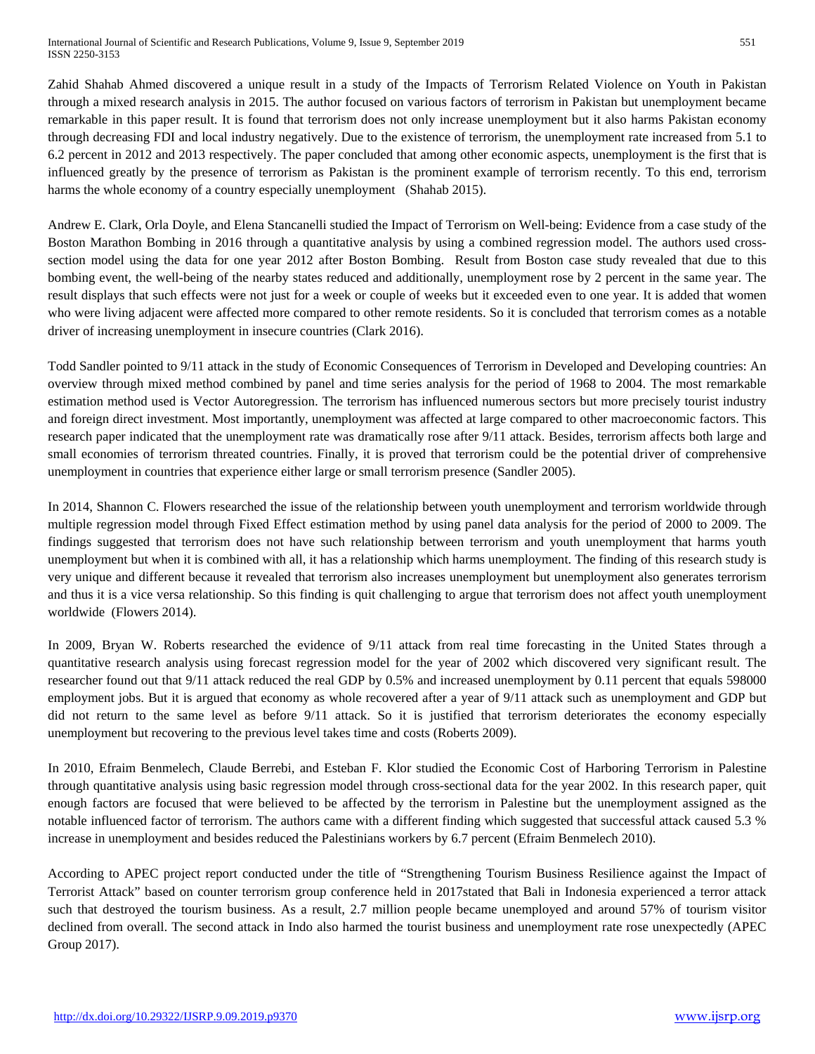Zahid Shahab Ahmed discovered a unique result in a study of the Impacts of Terrorism Related Violence on Youth in Pakistan through a mixed research analysis in 2015. The author focused on various factors of terrorism in Pakistan but unemployment became remarkable in this paper result. It is found that terrorism does not only increase unemployment but it also harms Pakistan economy through decreasing FDI and local industry negatively. Due to the existence of terrorism, the unemployment rate increased from 5.1 to 6.2 percent in 2012 and 2013 respectively. The paper concluded that among other economic aspects, unemployment is the first that is influenced greatly by the presence of terrorism as Pakistan is the prominent example of terrorism recently. To this end, terrorism harms the whole economy of a country especially unemployment (Shahab 2015).

Andrew E. Clark, Orla Doyle, and Elena Stancanelli studied the Impact of Terrorism on Well-being: Evidence from a case study of the Boston Marathon Bombing in 2016 through a quantitative analysis by using a combined regression model. The authors used cross-section model using the data for one year 2012 after Boston Bombing. Result from Boston case study revealed that due to this bombing event, the well-being of the nearby states reduced and additionally, unemployment rose by 2 percent in the same year. The result displays that such effects were not just for a week or couple of weeks but it exceeded even to one year. It is added that women who were living adjacent were affected more compared to other remote residents. So it is concluded that terrorism comes as a notable driver of increasing unemployment in insecure countries (Clark 2016).

Todd Sandler pointed to 9/11 attack in the study of Economic Consequences of Terrorism in Developed and Developing countries: An overview through mixed method combined by panel and time series analysis for the period of 1968 to 2004. The most remarkable estimation method used is Vector Autoregression. The terrorism has influenced numerous sectors but more precisely tourist industry and foreign direct investment. Most importantly, unemployment was affected at large compared to other macroeconomic factors. This research paper indicated that the unemployment rate was dramatically rose after 9/11 attack. Besides, terrorism affects both large and small economies of terrorism threated countries. Finally, it is proved that terrorism could be the potential driver of comprehensive unemployment in countries that experience either large or small terrorism presence (Sandler 2005).

In 2014, Shannon C. Flowers researched the issue of the relationship between youth unemployment and terrorism worldwide through multiple regression model through Fixed Effect estimation method by using panel data analysis for the period of 2000 to 2009. The findings suggested that terrorism does not have such relationship between terrorism and youth unemployment that harms youth unemployment but when it is combined with all, it has a relationship which harms unemployment. The finding of this research study is very unique and different because it revealed that terrorism also increases unemployment but unemployment also generates terrorism and thus it is a vice versa relationship. So this finding is quit challenging to argue that terrorism does not affect youth unemployment worldwide (Flowers 2014).

In 2009, Bryan W. Roberts researched the evidence of 9/11 attack from real time forecasting in the United States through a quantitative research analysis using forecast regression model for the year of 2002 which discovered very significant result. The researcher found out that 9/11 attack reduced the real GDP by 0.5% and increased unemployment by 0.11 percent that equals 598000 employment jobs. But it is argued that economy as whole recovered after a year of 9/11 attack such as unemployment and GDP but did not return to the same level as before 9/11 attack. So it is justified that terrorism deteriorates the economy especially unemployment but recovering to the previous level takes time and costs (Roberts 2009).

In 2010, Efraim Benmelech, Claude Berrebi, and Esteban F. Klor studied the Economic Cost of Harboring Terrorism in Palestine through quantitative analysis using basic regression model through cross-sectional data for the year 2002. In this research paper, quit enough factors are focused that were believed to be affected by the terrorism in Palestine but the unemployment assigned as the notable influenced factor of terrorism. The authors came with a different finding which suggested that successful attack caused 5.3 % increase in unemployment and besides reduced the Palestinians workers by 6.7 percent (Efraim Benmelech 2010).

According to APEC project report conducted under the title of "Strengthening Tourism Business Resilience against the Impact of Terrorist Attack" based on counter terrorism group conference held in 2017stated that Bali in Indonesia experienced a terror attack such that destroyed the tourism business. As a result, 2.7 million people became unemployed and around 57% of tourism visitor declined from overall. The second attack in Indo also harmed the tourist business and unemployment rate rose unexpectedly (APEC Group 2017).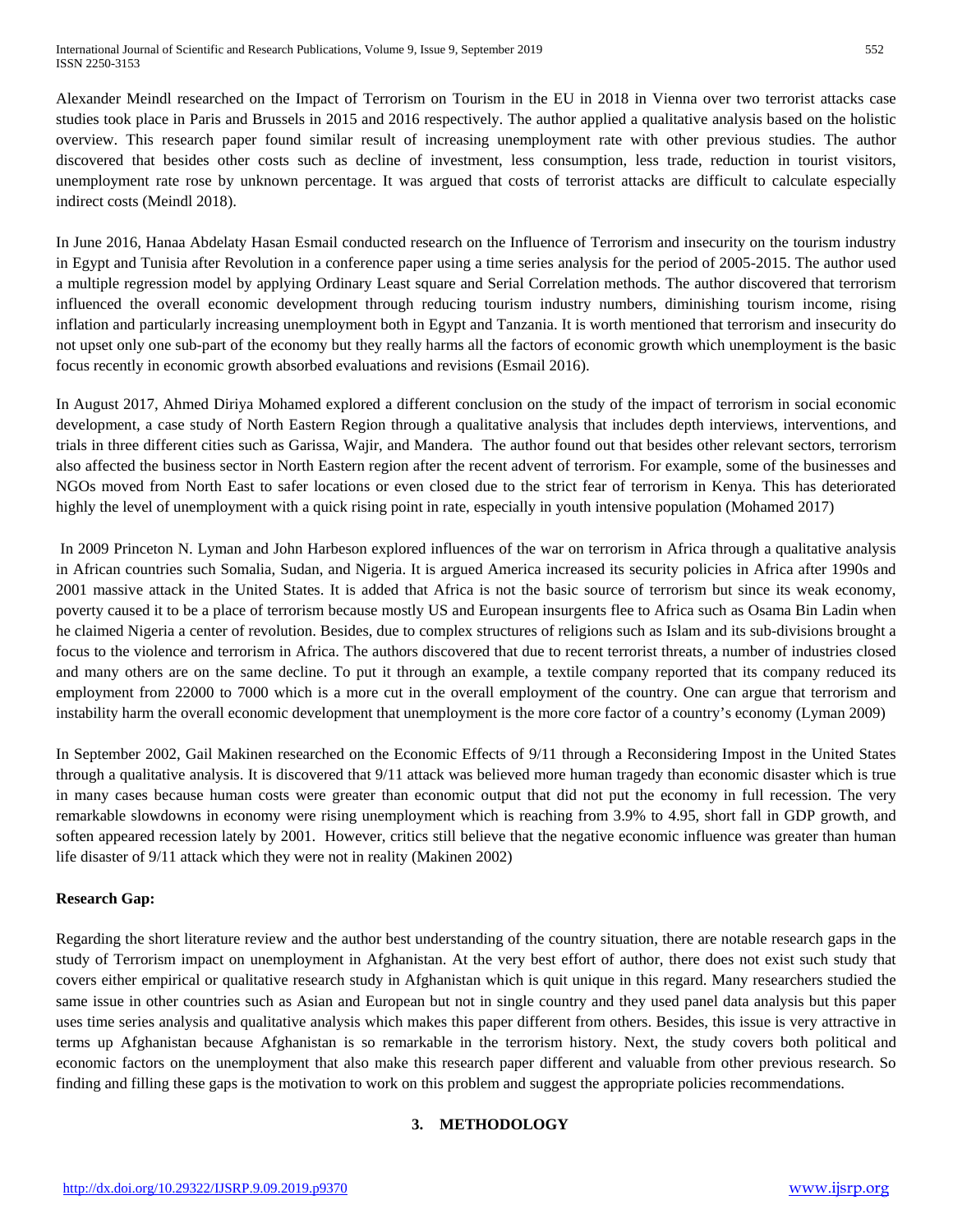Alexander Meindl researched on the Impact of Terrorism on Tourism in the EU in 2018 in Vienna over two terrorist attacks case studies took place in Paris and Brussels in 2015 and 2016 respectively. The author applied a qualitative analysis based on the holistic overview. This research paper found similar result of increasing unemployment rate with other previous studies. The author discovered that besides other costs such as decline of investment, less consumption, less trade, reduction in tourist visitors, unemployment rate rose by unknown percentage. It was argued that costs of terrorist attacks are difficult to calculate especially indirect costs (Meindl 2018).

In June 2016, Hanaa Abdelaty Hasan Esmail conducted research on the Influence of Terrorism and insecurity on the tourism industry in Egypt and Tunisia after Revolution in a conference paper using a time series analysis for the period of 2005-2015. The author used a multiple regression model by applying Ordinary Least square and Serial Correlation methods. The author discovered that terrorism influenced the overall economic development through reducing tourism industry numbers, diminishing tourism income, rising inflation and particularly increasing unemployment both in Egypt and Tanzania. It is worth mentioned that terrorism and insecurity do not upset only one sub-part of the economy but they really harms all the factors of economic growth which unemployment is the basic focus recently in economic growth absorbed evaluations and revisions (Esmail 2016).

In August 2017, Ahmed Diriya Mohamed explored a different conclusion on the study of the impact of terrorism in social economic development, a case study of North Eastern Region through a qualitative analysis that includes depth interviews, interventions, and trials in three different cities such as Garissa, Wajir, and Mandera. The author found out that besides other relevant sectors, terrorism also affected the business sector in North Eastern region after the recent advent of terrorism. For example, some of the businesses and NGOs moved from North East to safer locations or even closed due to the strict fear of terrorism in Kenya. This has deteriorated highly the level of unemployment with a quick rising point in rate, especially in youth intensive population (Mohamed 2017)

In 2009 Princeton N. Lyman and John Harbeson explored influences of the war on terrorism in Africa through a qualitative analysis in African countries such Somalia, Sudan, and Nigeria. It is argued America increased its security policies in Africa after 1990s and 2001 massive attack in the United States. It is added that Africa is not the basic source of terrorism but since its weak economy, poverty caused it to be a place of terrorism because mostly US and European insurgents flee to Africa such as Osama Bin Ladin when he claimed Nigeria a center of revolution. Besides, due to complex structures of religions such as Islam and its sub-divisions brought a focus to the violence and terrorism in Africa. The authors discovered that due to recent terrorist threats, a number of industries closed and many others are on the same decline. To put it through an example, a textile company reported that its company reduced its employment from 22000 to 7000 which is a more cut in the overall employment of the country. One can argue that terrorism and instability harm the overall economic development that unemployment is the more core factor of a country's economy (Lyman 2009)

In September 2002, Gail Makinen researched on the Economic Effects of 9/11 through a Reconsidering Impost in the United States through a qualitative analysis. It is discovered that 9/11 attack was believed more human tragedy than economic disaster which is true in many cases because human costs were greater than economic output that did not put the economy in full recession. The very remarkable slowdowns in economy were rising unemployment which is reaching from 3.9% to 4.95, short fall in GDP growth, and soften appeared recession lately by 2001. However, critics still believe that the negative economic influence was greater than human life disaster of 9/11 attack which they were not in reality (Makinen 2002)

**Research Gap:**

Regarding the short literature review and the author best understanding of the country situation, there are notable research gaps in the study of Terrorism impact on unemployment in Afghanistan. At the very best effort of author, there does not exist such study that covers either empirical or qualitative research study in Afghanistan which is quit unique in this regard. Many researchers studied the same issue in other countries such as Asian and European but not in single country and they used panel data analysis but this paper uses time series analysis and qualitative analysis which makes this paper different from others. Besides, this issue is very attractive in terms up Afghanistan because Afghanistan is so remarkable in the terrorism history. Next, the study covers both political and economic factors on the unemployment that also make this research paper different and valuable from other previous research. So finding and filling these gaps is the motivation to work on this problem and suggest the appropriate policies recommendations.

## 3. METHODOLOGY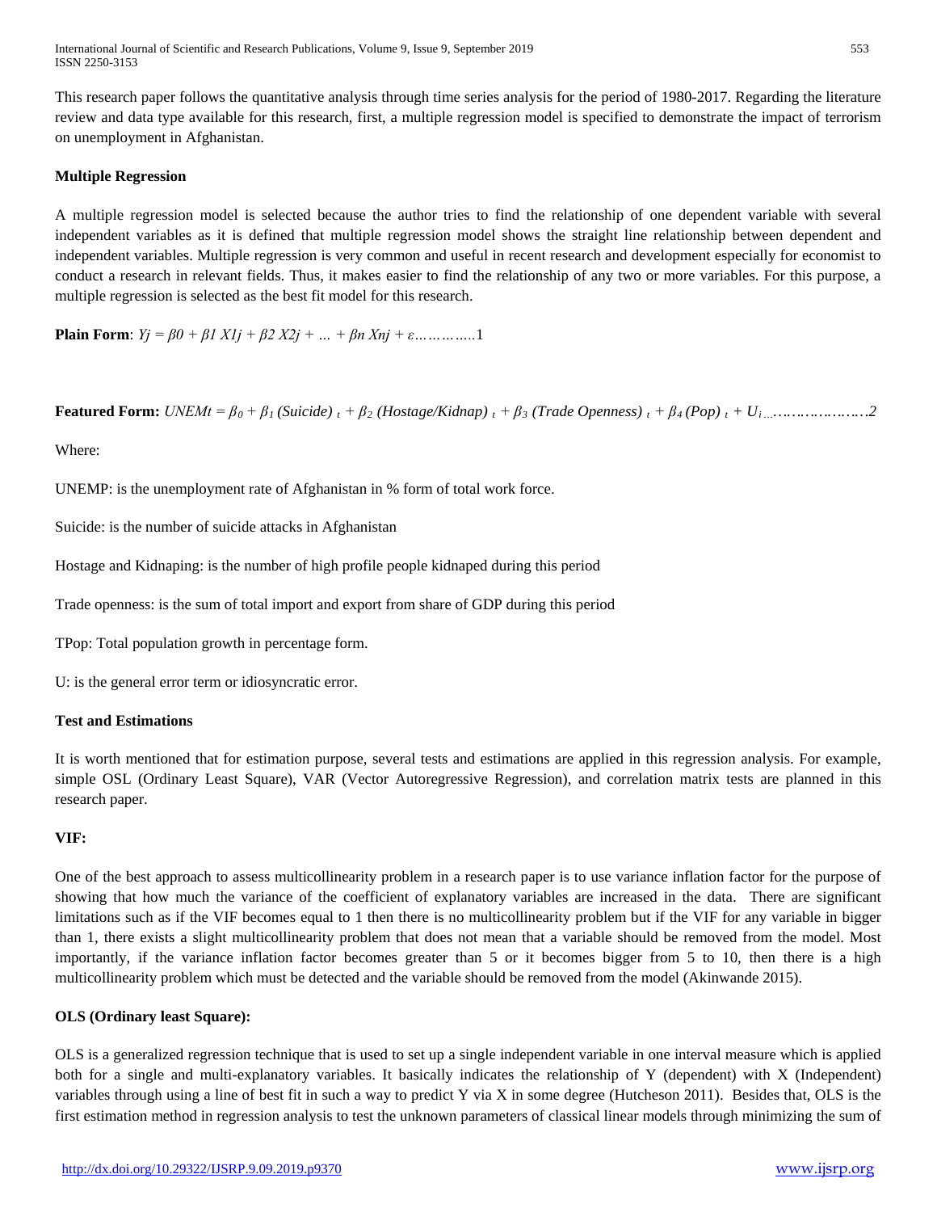This research paper follows the quantitative analysis through time series analysis for the period of 1980-2017. Regarding the literature review and data type available for this research, first, a multiple regression model is specified to demonstrate the impact of terrorism on unemployment in Afghanistan.

**Multiple Regression**

A multiple regression model is selected because the author tries to find the relationship of one dependent variable with several independent variables as it is defined that multiple regression model shows the straight line relationship between dependent and independent variables. Multiple regression is very common and useful in recent research and development especially for economist to conduct a research in relevant fields. Thus, it makes easier to find the relationship of any two or more variables. For this purpose, a multiple regression is selected as the best fit model for this research.

**Plain Form**: $Yj = \beta 0 + \beta 1\ X1j + \beta 2\ X2j + \ldots + \beta n\ Xnj + \varepsilon$…………..1

**Featured Form:** $UNEMt = \beta_0 + \beta_1\ (Suicide)_t + \beta_2\ (Hostage/Kidnap)_t + \beta_3\ (Trade\ Openness)_t + \beta_4\ (Pop)_t + U_{i\ldots}$…………………2

Where:

UNEMP: is the unemployment rate of Afghanistan in % form of total work force.

Suicide: is the number of suicide attacks in Afghanistan

Hostage and Kidnaping: is the number of high profile people kidnaped during this period

Trade openness: is the sum of total import and export from share of GDP during this period

TPop: Total population growth in percentage form.

U: is the general error term or idiosyncratic error.

**Test and Estimations**

It is worth mentioned that for estimation purpose, several tests and estimations are applied in this regression analysis. For example, simple OSL (Ordinary Least Square), VAR (Vector Autoregressive Regression), and correlation matrix tests are planned in this research paper.

**VIF:**

One of the best approach to assess multicollinearity problem in a research paper is to use variance inflation factor for the purpose of showing that how much the variance of the coefficient of explanatory variables are increased in the data. There are significant limitations such as if the VIF becomes equal to 1 then there is no multicollinearity problem but if the VIF for any variable in bigger than 1, there exists a slight multicollinearity problem that does not mean that a variable should be removed from the model. Most importantly, if the variance inflation factor becomes greater than 5 or it becomes bigger from 5 to 10, then there is a high multicollinearity problem which must be detected and the variable should be removed from the model (Akinwande 2015).

**OLS (Ordinary least Square):**

OLS is a generalized regression technique that is used to set up a single independent variable in one interval measure which is applied both for a single and multi-explanatory variables. It basically indicates the relationship of Y (dependent) with X (Independent) variables through using a line of best fit in such a way to predict Y via X in some degree (Hutcheson 2011). Besides that, OLS is the first estimation method in regression analysis to test the unknown parameters of classical linear models through minimizing the sum of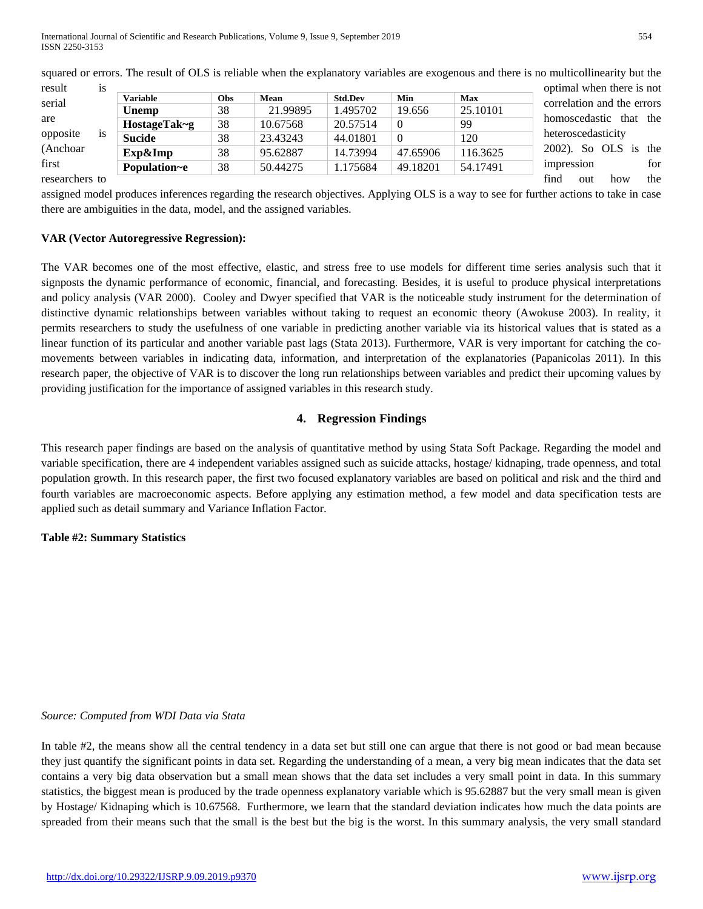squared or errors. The result of OLS is reliable when the explanatory variables are exogenous and there is no multicollinearity but the result is optimal when there is not serial correlation and the errors are homoscedastic that the opposite is heteroscedasticity (Anchoar 2002). So OLS is the first impression for researchers to find out how the assigned model produces inferences regarding the research objectives. Applying OLS is a way to see for further actions to take in case there are ambiguities in the data, model, and the assigned variables.

**VAR (Vector Autoregressive Regression):**

The VAR becomes one of the most effective, elastic, and stress free to use models for different time series analysis such that it signposts the dynamic performance of economic, financial, and forecasting. Besides, it is useful to produce physical interpretations and policy analysis (VAR 2000). Cooley and Dwyer specified that VAR is the noticeable study instrument for the determination of distinctive dynamic relationships between variables without taking to request an economic theory (Awokuse 2003). In reality, it permits researchers to study the usefulness of one variable in predicting another variable via its historical values that is stated as a linear function of its particular and another variable past lags (Stata 2013). Furthermore, VAR is very important for catching the co-movements between variables in indicating data, information, and interpretation of the explanatories (Papanicolas 2011). In this research paper, the objective of VAR is to discover the long run relationships between variables and predict their upcoming values by providing justification for the importance of assigned variables in this research study.

## 4. Regression Findings

This research paper findings are based on the analysis of quantitative method by using Stata Soft Package. Regarding the model and variable specification, there are 4 independent variables assigned such as suicide attacks, hostage/ kidnaping, trade openness, and total population growth. In this research paper, the first two focused explanatory variables are based on political and risk and the third and fourth variables are macroeconomic aspects. Before applying any estimation method, a few model and data specification tests are applied such as detail summary and Variance Inflation Factor.

**Table #2: Summary Statistics**

| Variable | Obs | Mean | Std.Dev | Min | Max |
|---|---|---|---|---|---|
| **Unemp** | 38 | 21.99895 | 1.495702 | 19.656 | 25.10101 |
| **HostageTak~g** | 38 | 10.67568 | 20.57514 | 0 | 99 |
| **Sucide** | 38 | 23.43243 | 44.01801 | 0 | 120 |
| **Exp&Imp** | 38 | 95.62887 | 14.73994 | 47.65906 | 116.3625 |
| **Population~e** | 38 | 50.44275 | 1.175684 | 49.18201 | 54.17491 |

*Source: Computed from WDI Data via Stata*

In table #2, the means show all the central tendency in a data set but still one can argue that there is not good or bad mean because they just quantify the significant points in data set. Regarding the understanding of a mean, a very big mean indicates that the data set contains a very big data observation but a small mean shows that the data set includes a very small point in data. In this summary statistics, the biggest mean is produced by the trade openness explanatory variable which is 95.62887 but the very small mean is given by Hostage/ Kidnaping which is 10.67568. Furthermore, we learn that the standard deviation indicates how much the data points are spreaded from their means such that the small is the best but the big is the worst. In this summary analysis, the very small standard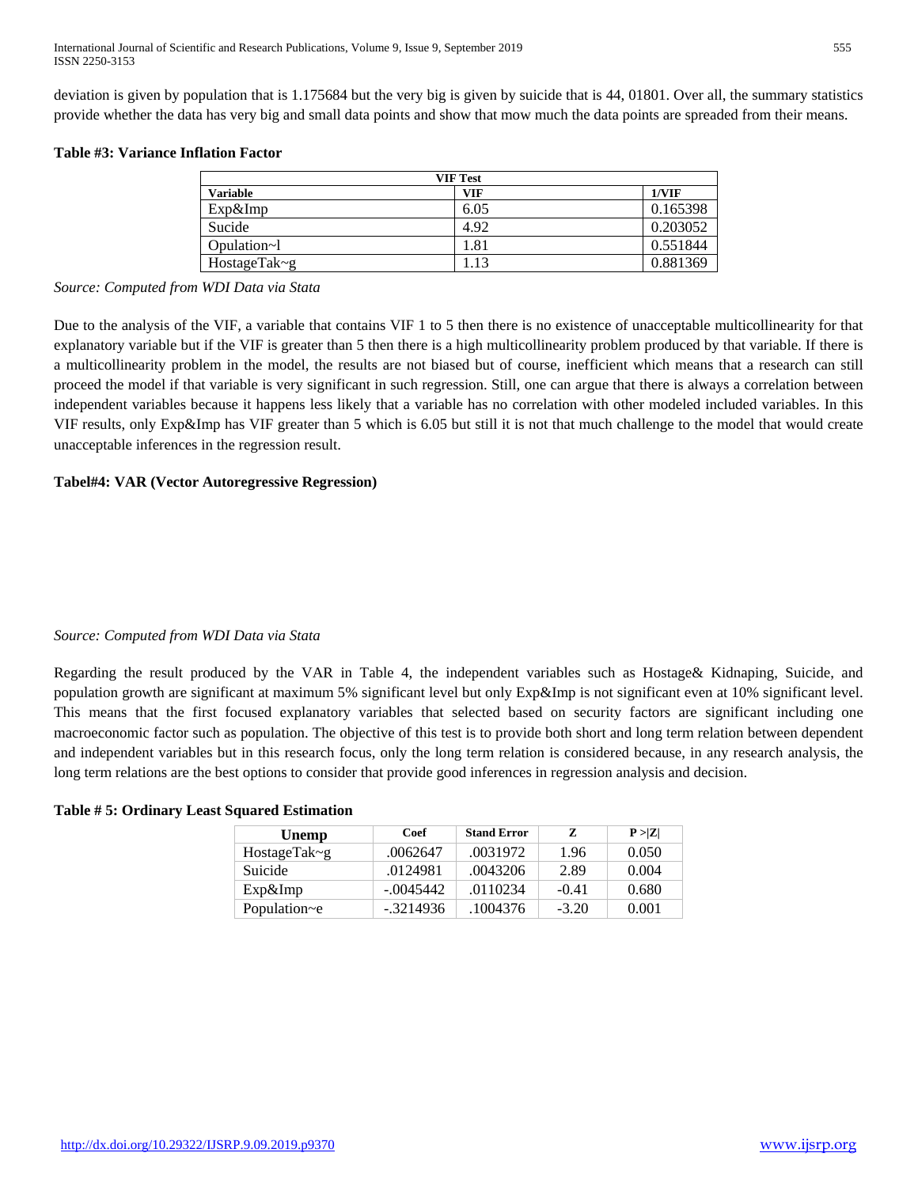deviation is given by population that is 1.175684 but the very big is given by suicide that is 44, 01801. Over all, the summary statistics provide whether the data has very big and small data points and show that mow much the data points are spreaded from their means.

**Table #3: Variance Inflation Factor**

| VIF Test | | |
|---|---|---|
| **Variable** | **VIF** | **1/VIF** |
| Exp&Imp | 6.05 | 0.165398 |
| Sucide | 4.92 | 0.203052 |
| Opulation~l | 1.81 | 0.551844 |
| HostageTak~g | 1.13 | 0.881369 |

*Source: Computed from WDI Data via Stata*

Due to the analysis of the VIF, a variable that contains VIF 1 to 5 then there is no existence of unacceptable multicollinearity for that explanatory variable but if the VIF is greater than 5 then there is a high multicollinearity problem produced by that variable. If there is a multicollinearity problem in the model, the results are not biased but of course, inefficient which means that a research can still proceed the model if that variable is very significant in such regression. Still, one can argue that there is always a correlation between independent variables because it happens less likely that a variable has no correlation with other modeled included variables. In this VIF results, only Exp&Imp has VIF greater than 5 which is 6.05 but still it is not that much challenge to the model that would create unacceptable inferences in the regression result.

**Tabel#4: VAR (Vector Autoregressive Regression)**

*Source: Computed from WDI Data via Stata*

Regarding the result produced by the VAR in Table 4, the independent variables such as Hostage& Kidnaping, Suicide, and population growth are significant at maximum 5% significant level but only Exp&Imp is not significant even at 10% significant level. This means that the first focused explanatory variables that selected based on security factors are significant including one macroeconomic factor such as population. The objective of this test is to provide both short and long term relation between dependent and independent variables but in this research focus, only the long term relation is considered because, in any research analysis, the long term relations are the best options to consider that provide good inferences in regression analysis and decision.

**Table # 5: Ordinary Least Squared Estimation**

| Unemp | Coef | Stand Error | Z | P >\|Z\| |
|---|---|---|---|---|
| HostageTak~g | .0062647 | .0031972 | 1.96 | 0.050 |
| Suicide | .0124981 | .0043206 | 2.89 | 0.004 |
| Exp&Imp | -.0045442 | .0110234 | -0.41 | 0.680 |
| Population~e | -.3214936 | .1004376 | -3.20 | 0.001 |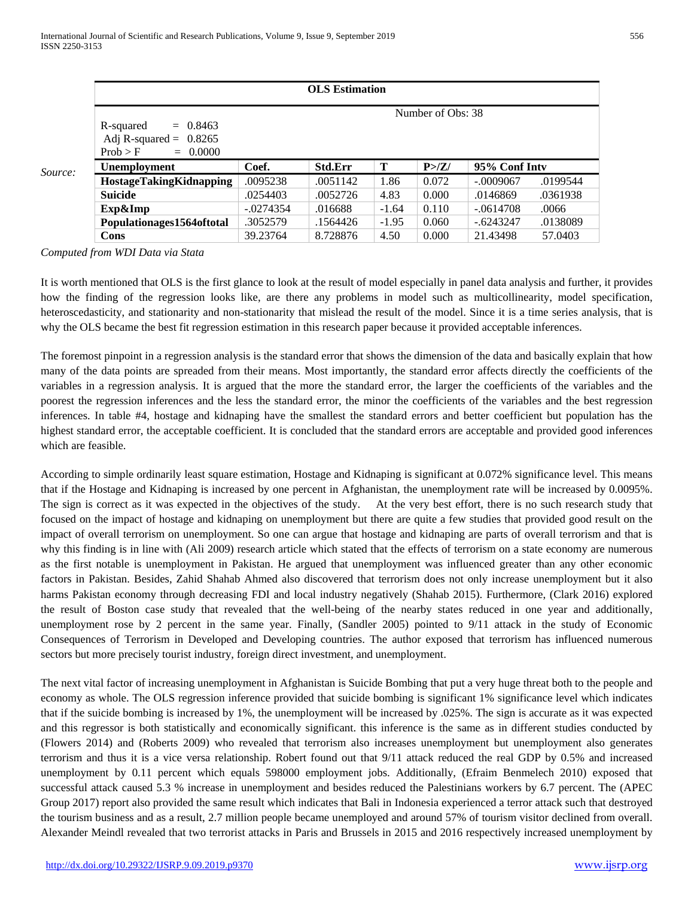| OLS Estimation | | | | | | |
|---|---|---|---|---|---|---|
| | | | | Number of Obs: 38 | | |
| R-squared = 0.8463<br>Adj R-squared = 0.8265<br>Prob > F = 0.0000 | | | | | | |
| **Unemployment** | **Coef.** | **Std.Err** | **T** | **P>/Z/** | **95% Conf Intv** | |
| **HostageTakingKidnapping** | .0095238 | .0051142 | 1.86 | 0.072 | -.0009067 | .0199544 |
| **Suicide** | .0254403 | .0052726 | 4.83 | 0.000 | .0146869 | .0361938 |
| **Exp&Imp** | -.0274354 | .016688 | -1.64 | 0.110 | -.0614708 | .0066 |
| **Populationages1564oftotal** | .3052579 | .1564426 | -1.95 | 0.060 | -.6243247 | .0138089 |
| **Cons** | 39.23764 | 8.728876 | 4.50 | 0.000 | 21.43498 | 57.0403 |

*Source:*

*Computed from WDI Data via Stata*

It is worth mentioned that OLS is the first glance to look at the result of model especially in panel data analysis and further, it provides how the finding of the regression looks like, are there any problems in model such as multicollinearity, model specification, heteroscedasticity, and stationarity and non-stationarity that mislead the result of the model. Since it is a time series analysis, that is why the OLS became the best fit regression estimation in this research paper because it provided acceptable inferences.

The foremost pinpoint in a regression analysis is the standard error that shows the dimension of the data and basically explain that how many of the data points are spreaded from their means. Most importantly, the standard error affects directly the coefficients of the variables in a regression analysis. It is argued that the more the standard error, the larger the coefficients of the variables and the poorest the regression inferences and the less the standard error, the minor the coefficients of the variables and the best regression inferences. In table #4, hostage and kidnaping have the smallest the standard errors and better coefficient but population has the highest standard error, the acceptable coefficient. It is concluded that the standard errors are acceptable and provided good inferences which are feasible.

According to simple ordinarily least square estimation, Hostage and Kidnaping is significant at 0.072% significance level. This means that if the Hostage and Kidnaping is increased by one percent in Afghanistan, the unemployment rate will be increased by 0.0095%. The sign is correct as it was expected in the objectives of the study. At the very best effort, there is no such research study that focused on the impact of hostage and kidnaping on unemployment but there are quite a few studies that provided good result on the impact of overall terrorism on unemployment. So one can argue that hostage and kidnaping are parts of overall terrorism and that is why this finding is in line with (Ali 2009) research article which stated that the effects of terrorism on a state economy are numerous as the first notable is unemployment in Pakistan. He argued that unemployment was influenced greater than any other economic factors in Pakistan. Besides, Zahid Shahab Ahmed also discovered that terrorism does not only increase unemployment but it also harms Pakistan economy through decreasing FDI and local industry negatively (Shahab 2015). Furthermore, (Clark 2016) explored the result of Boston case study that revealed that the well-being of the nearby states reduced in one year and additionally, unemployment rose by 2 percent in the same year. Finally, (Sandler 2005) pointed to 9/11 attack in the study of Economic Consequences of Terrorism in Developed and Developing countries. The author exposed that terrorism has influenced numerous sectors but more precisely tourist industry, foreign direct investment, and unemployment.

The next vital factor of increasing unemployment in Afghanistan is Suicide Bombing that put a very huge threat both to the people and economy as whole. The OLS regression inference provided that suicide bombing is significant 1% significance level which indicates that if the suicide bombing is increased by 1%, the unemployment will be increased by .025%. The sign is accurate as it was expected and this regressor is both statistically and economically significant. this inference is the same as in different studies conducted by (Flowers 2014) and (Roberts 2009) who revealed that terrorism also increases unemployment but unemployment also generates terrorism and thus it is a vice versa relationship. Robert found out that 9/11 attack reduced the real GDP by 0.5% and increased unemployment by 0.11 percent which equals 598000 employment jobs. Additionally, (Efraim Benmelech 2010) exposed that successful attack caused 5.3 % increase in unemployment and besides reduced the Palestinians workers by 6.7 percent. The (APEC Group 2017) report also provided the same result which indicates that Bali in Indonesia experienced a terror attack such that destroyed the tourism business and as a result, 2.7 million people became unemployed and around 57% of tourism visitor declined from overall. Alexander Meindl revealed that two terrorist attacks in Paris and Brussels in 2015 and 2016 respectively increased unemployment by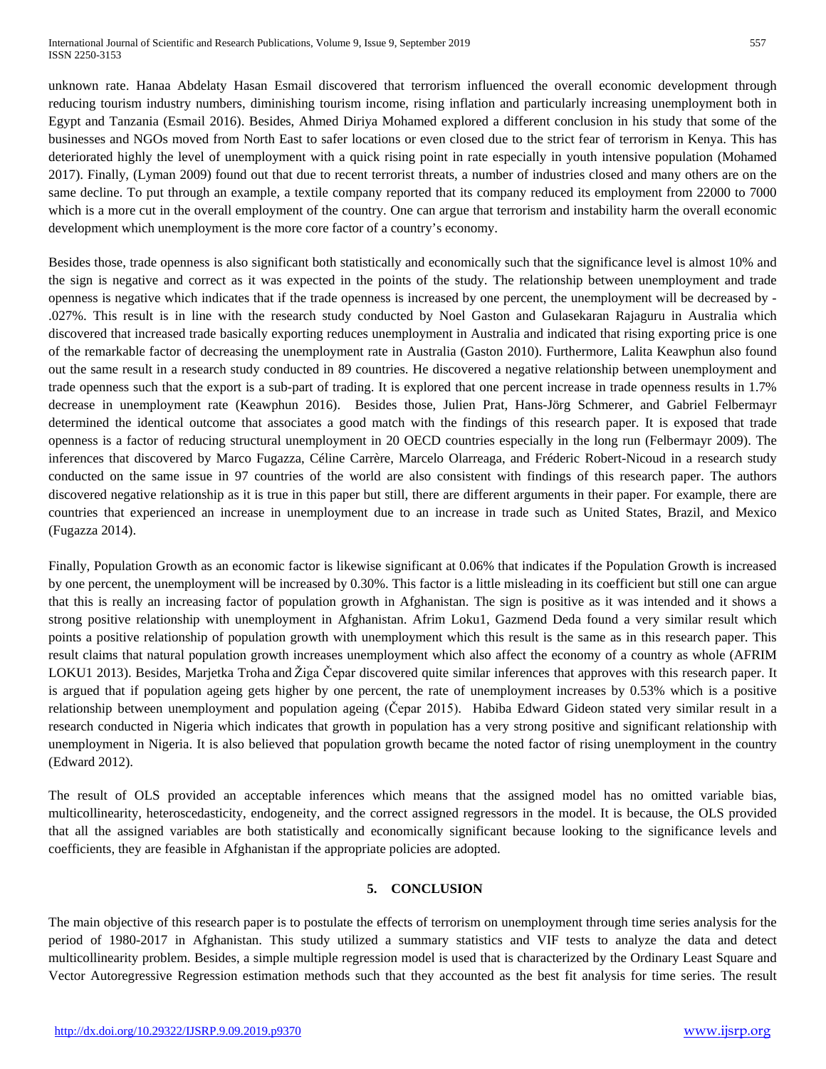unknown rate. Hanaa Abdelaty Hasan Esmail discovered that terrorism influenced the overall economic development through reducing tourism industry numbers, diminishing tourism income, rising inflation and particularly increasing unemployment both in Egypt and Tanzania (Esmail 2016). Besides, Ahmed Diriya Mohamed explored a different conclusion in his study that some of the businesses and NGOs moved from North East to safer locations or even closed due to the strict fear of terrorism in Kenya. This has deteriorated highly the level of unemployment with a quick rising point in rate especially in youth intensive population (Mohamed 2017). Finally, (Lyman 2009) found out that due to recent terrorist threats, a number of industries closed and many others are on the same decline. To put through an example, a textile company reported that its company reduced its employment from 22000 to 7000 which is a more cut in the overall employment of the country. One can argue that terrorism and instability harm the overall economic development which unemployment is the more core factor of a country's economy.

Besides those, trade openness is also significant both statistically and economically such that the significance level is almost 10% and the sign is negative and correct as it was expected in the points of the study. The relationship between unemployment and trade openness is negative which indicates that if the trade openness is increased by one percent, the unemployment will be decreased by -.027%. This result is in line with the research study conducted by Noel Gaston and Gulasekaran Rajaguru in Australia which discovered that increased trade basically exporting reduces unemployment in Australia and indicated that rising exporting price is one of the remarkable factor of decreasing the unemployment rate in Australia (Gaston 2010). Furthermore, Lalita Keawphun also found out the same result in a research study conducted in 89 countries. He discovered a negative relationship between unemployment and trade openness such that the export is a sub-part of trading. It is explored that one percent increase in trade openness results in 1.7% decrease in unemployment rate (Keawphun 2016). Besides those, Julien Prat, Hans-Jörg Schmerer, and Gabriel Felbermayr determined the identical outcome that associates a good match with the findings of this research paper. It is exposed that trade openness is a factor of reducing structural unemployment in 20 OECD countries especially in the long run (Felbermayr 2009). The inferences that discovered by Marco Fugazza, Céline Carrère, Marcelo Olarreaga, and Fréderic Robert-Nicoud in a research study conducted on the same issue in 97 countries of the world are also consistent with findings of this research paper. The authors discovered negative relationship as it is true in this paper but still, there are different arguments in their paper. For example, there are countries that experienced an increase in unemployment due to an increase in trade such as United States, Brazil, and Mexico (Fugazza 2014).

Finally, Population Growth as an economic factor is likewise significant at 0.06% that indicates if the Population Growth is increased by one percent, the unemployment will be increased by 0.30%. This factor is a little misleading in its coefficient but still one can argue that this is really an increasing factor of population growth in Afghanistan. The sign is positive as it was intended and it shows a strong positive relationship with unemployment in Afghanistan. Afrim Loku1, Gazmend Deda found a very similar result which points a positive relationship of population growth with unemployment which this result is the same as in this research paper. This result claims that natural population growth increases unemployment which also affect the economy of a country as whole (AFRIM LOKU1 2013). Besides, Marjetka Troha and Žiga Čepar discovered quite similar inferences that approves with this research paper. It is argued that if population ageing gets higher by one percent, the rate of unemployment increases by 0.53% which is a positive relationship between unemployment and population ageing (Čepar 2015). Habiba Edward Gideon stated very similar result in a research conducted in Nigeria which indicates that growth in population has a very strong positive and significant relationship with unemployment in Nigeria. It is also believed that population growth became the noted factor of rising unemployment in the country (Edward 2012).

The result of OLS provided an acceptable inferences which means that the assigned model has no omitted variable bias, multicollinearity, heteroscedasticity, endogeneity, and the correct assigned regressors in the model. It is because, the OLS provided that all the assigned variables are both statistically and economically significant because looking to the significance levels and coefficients, they are feasible in Afghanistan if the appropriate policies are adopted.

## 5. CONCLUSION

The main objective of this research paper is to postulate the effects of terrorism on unemployment through time series analysis for the period of 1980-2017 in Afghanistan. This study utilized a summary statistics and VIF tests to analyze the data and detect multicollinearity problem. Besides, a simple multiple regression model is used that is characterized by the Ordinary Least Square and Vector Autoregressive Regression estimation methods such that they accounted as the best fit analysis for time series. The result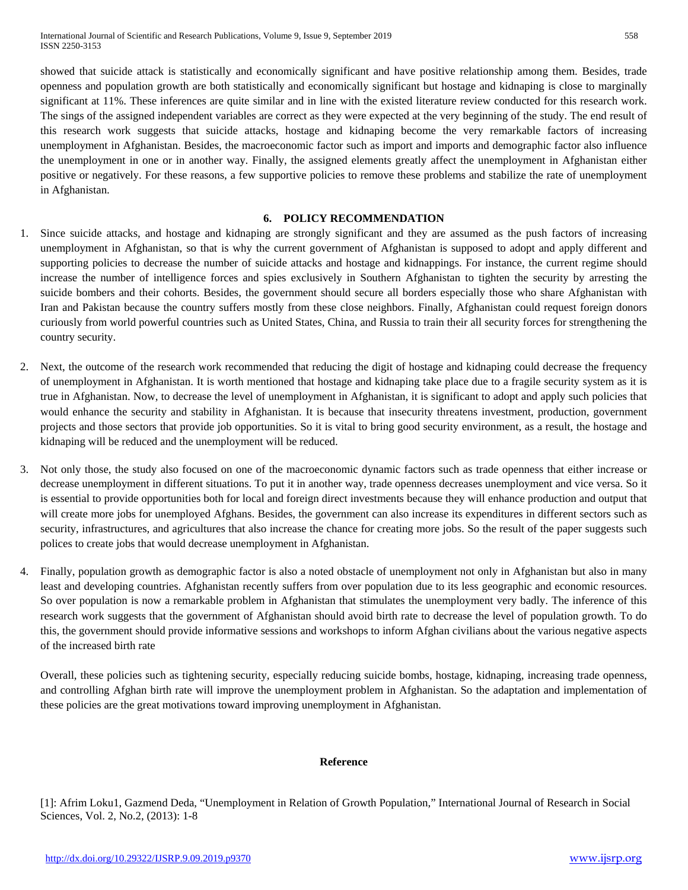showed that suicide attack is statistically and economically significant and have positive relationship among them. Besides, trade openness and population growth are both statistically and economically significant but hostage and kidnaping is close to marginally significant at 11%. These inferences are quite similar and in line with the existed literature review conducted for this research work. The sings of the assigned independent variables are correct as they were expected at the very beginning of the study. The end result of this research work suggests that suicide attacks, hostage and kidnaping become the very remarkable factors of increasing unemployment in Afghanistan. Besides, the macroeconomic factor such as import and imports and demographic factor also influence the unemployment in one or in another way. Finally, the assigned elements greatly affect the unemployment in Afghanistan either positive or negatively. For these reasons, a few supportive policies to remove these problems and stabilize the rate of unemployment in Afghanistan.

## 6. POLICY RECOMMENDATION

1. Since suicide attacks, and hostage and kidnaping are strongly significant and they are assumed as the push factors of increasing unemployment in Afghanistan, so that is why the current government of Afghanistan is supposed to adopt and apply different and supporting policies to decrease the number of suicide attacks and hostage and kidnappings. For instance, the current regime should increase the number of intelligence forces and spies exclusively in Southern Afghanistan to tighten the security by arresting the suicide bombers and their cohorts. Besides, the government should secure all borders especially those who share Afghanistan with Iran and Pakistan because the country suffers mostly from these close neighbors. Finally, Afghanistan could request foreign donors curiously from world powerful countries such as United States, China, and Russia to train their all security forces for strengthening the country security.

2. Next, the outcome of the research work recommended that reducing the digit of hostage and kidnaping could decrease the frequency of unemployment in Afghanistan. It is worth mentioned that hostage and kidnaping take place due to a fragile security system as it is true in Afghanistan. Now, to decrease the level of unemployment in Afghanistan, it is significant to adopt and apply such policies that would enhance the security and stability in Afghanistan. It is because that insecurity threatens investment, production, government projects and those sectors that provide job opportunities. So it is vital to bring good security environment, as a result, the hostage and kidnaping will be reduced and the unemployment will be reduced.

3. Not only those, the study also focused on one of the macroeconomic dynamic factors such as trade openness that either increase or decrease unemployment in different situations. To put it in another way, trade openness decreases unemployment and vice versa. So it is essential to provide opportunities both for local and foreign direct investments because they will enhance production and output that will create more jobs for unemployed Afghans. Besides, the government can also increase its expenditures in different sectors such as security, infrastructures, and agricultures that also increase the chance for creating more jobs. So the result of the paper suggests such polices to create jobs that would decrease unemployment in Afghanistan.

4. Finally, population growth as demographic factor is also a noted obstacle of unemployment not only in Afghanistan but also in many least and developing countries. Afghanistan recently suffers from over population due to its less geographic and economic resources. So over population is now a remarkable problem in Afghanistan that stimulates the unemployment very badly. The inference of this research work suggests that the government of Afghanistan should avoid birth rate to decrease the level of population growth. To do this, the government should provide informative sessions and workshops to inform Afghan civilians about the various negative aspects of the increased birth rate

Overall, these policies such as tightening security, especially reducing suicide bombs, hostage, kidnaping, increasing trade openness, and controlling Afghan birth rate will improve the unemployment problem in Afghanistan. So the adaptation and implementation of these policies are the great motivations toward improving unemployment in Afghanistan.

## Reference

[1]: Afrim Loku1, Gazmend Deda, "Unemployment in Relation of Growth Population," International Journal of Research in Social Sciences, Vol. 2, No.2, (2013): 1-8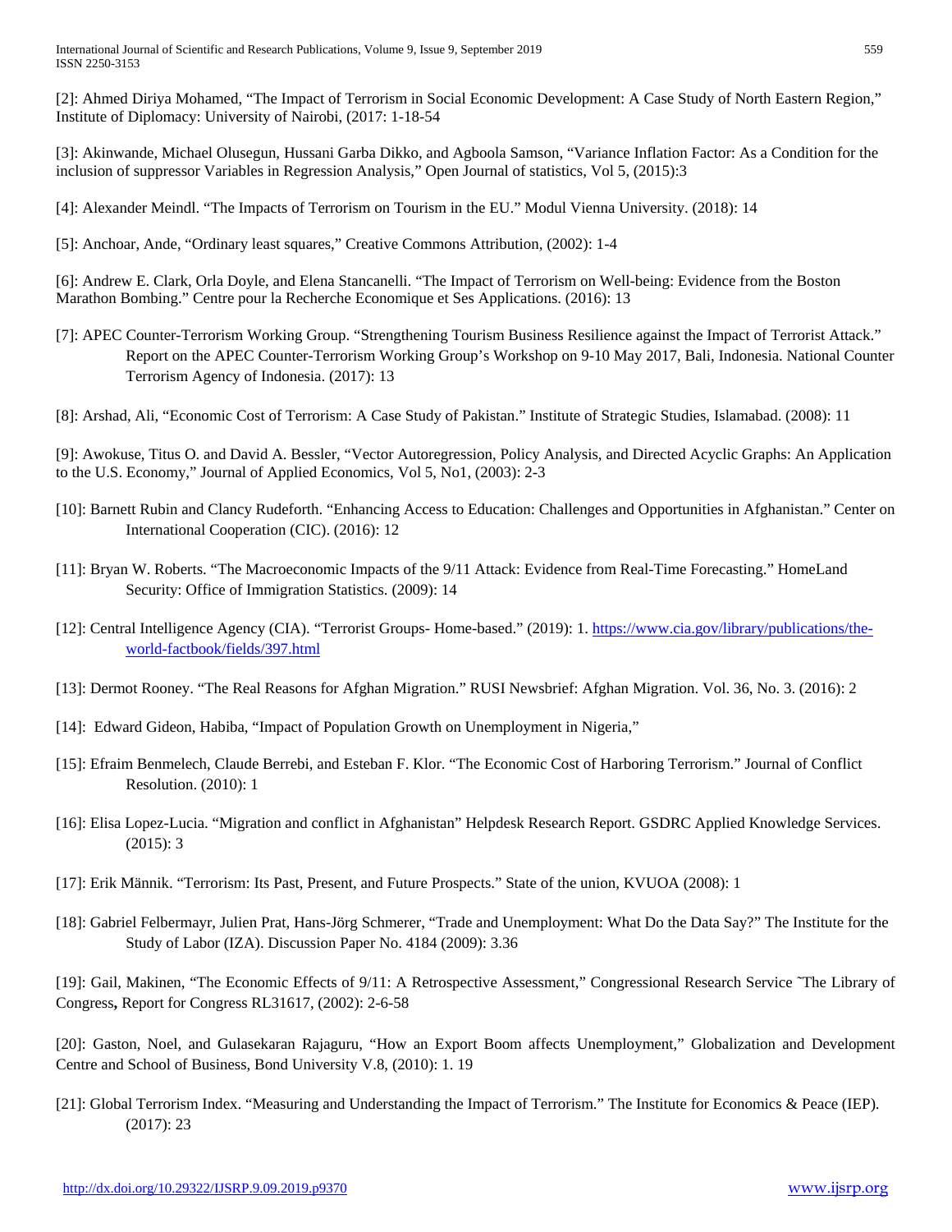[2]: Ahmed Diriya Mohamed, “The Impact of Terrorism in Social Economic Development: A Case Study of North Eastern Region,” Institute of Diplomacy: University of Nairobi, (2017: 1-18-54

[3]: Akinwande, Michael Olusegun, Hussani Garba Dikko, and Agboola Samson, “Variance Inflation Factor: As a Condition for the inclusion of suppressor Variables in Regression Analysis,” Open Journal of statistics, Vol 5, (2015):3

[4]: Alexander Meindl. “The Impacts of Terrorism on Tourism in the EU.” Modul Vienna University. (2018): 14

[5]: Anchoar, Ande, “Ordinary least squares,” Creative Commons Attribution, (2002): 1-4

[6]: Andrew E. Clark, Orla Doyle, and Elena Stancanelli. “The Impact of Terrorism on Well-being: Evidence from the Boston Marathon Bombing.” Centre pour la Recherche Economique et Ses Applications. (2016): 13

[7]: APEC Counter-Terrorism Working Group. “Strengthening Tourism Business Resilience against the Impact of Terrorist Attack.” Report on the APEC Counter-Terrorism Working Group’s Workshop on 9-10 May 2017, Bali, Indonesia. National Counter Terrorism Agency of Indonesia. (2017): 13

[8]: Arshad, Ali, “Economic Cost of Terrorism: A Case Study of Pakistan.” Institute of Strategic Studies, Islamabad. (2008): 11

[9]: Awokuse, Titus O. and David A. Bessler, “Vector Autoregression, Policy Analysis, and Directed Acyclic Graphs: An Application to the U.S. Economy,” Journal of Applied Economics, Vol 5, No1, (2003): 2-3

[10]: Barnett Rubin and Clancy Rudeforth. “Enhancing Access to Education: Challenges and Opportunities in Afghanistan.” Center on International Cooperation (CIC). (2016): 12

[11]: Bryan W. Roberts. “The Macroeconomic Impacts of the 9/11 Attack: Evidence from Real-Time Forecasting.” HomeLand Security: Office of Immigration Statistics. (2009): 14

[12]: Central Intelligence Agency (CIA). “Terrorist Groups- Home-based.” (2019): 1. https://www.cia.gov/library/publications/the-world-factbook/fields/397.html

[13]: Dermot Rooney. “The Real Reasons for Afghan Migration.” RUSI Newsbrief: Afghan Migration. Vol. 36, No. 3. (2016): 2

[14]: Edward Gideon, Habiba, “Impact of Population Growth on Unemployment in Nigeria,”

[15]: Efraim Benmelech, Claude Berrebi, and Esteban F. Klor. “The Economic Cost of Harboring Terrorism.” Journal of Conflict Resolution. (2010): 1

[16]: Elisa Lopez-Lucia. “Migration and conflict in Afghanistan” Helpdesk Research Report. GSDRC Applied Knowledge Services. (2015): 3

[17]: Erik Männik. “Terrorism: Its Past, Present, and Future Prospects.” State of the union, KVUOA (2008): 1

[18]: Gabriel Felbermayr, Julien Prat, Hans-Jörg Schmerer, “Trade and Unemployment: What Do the Data Say?” The Institute for the Study of Labor (IZA). Discussion Paper No. 4184 (2009): 3.36

[19]: Gail, Makinen, “The Economic Effects of 9/11: A Retrospective Assessment,” Congressional Research Service ˜The Library of Congress**,** Report for Congress RL31617, (2002): 2-6-58

[20]: Gaston, Noel, and Gulasekaran Rajaguru, “How an Export Boom affects Unemployment,” Globalization and Development Centre and School of Business, Bond University V.8, (2010): 1. 19

[21]: Global Terrorism Index. “Measuring and Understanding the Impact of Terrorism.” The Institute for Economics & Peace (IEP). (2017): 23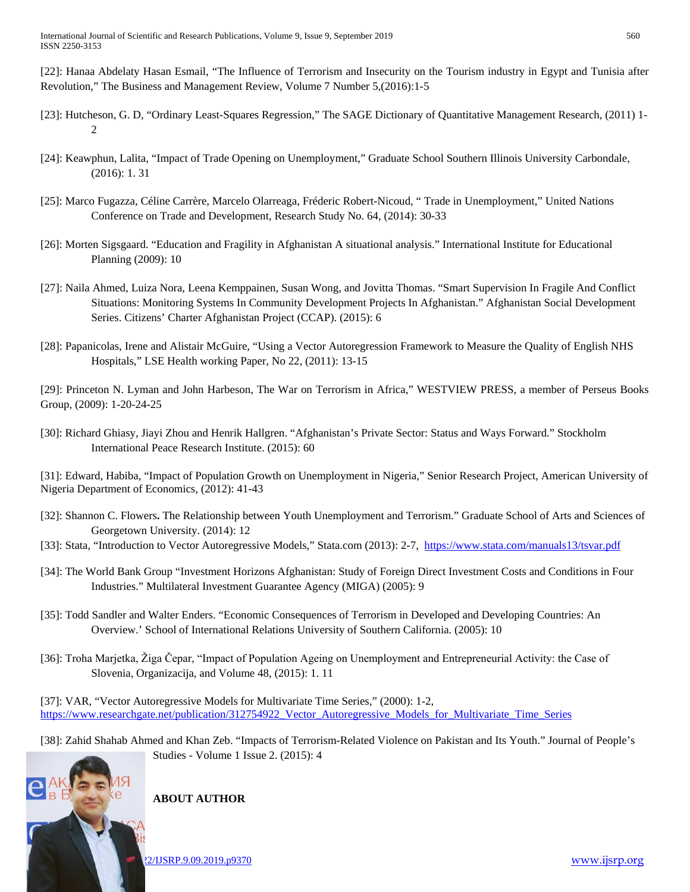[22]: Hanaa Abdelaty Hasan Esmail, "The Influence of Terrorism and Insecurity on the Tourism industry in Egypt and Tunisia after Revolution," The Business and Management Review, Volume 7 Number 5,(2016):1-5

[23]: Hutcheson, G. D, "Ordinary Least-Squares Regression," The SAGE Dictionary of Quantitative Management Research, (2011) 1-2

[24]: Keawphun, Lalita, "Impact of Trade Opening on Unemployment," Graduate School Southern Illinois University Carbondale, (2016): 1. 31

[25]: Marco Fugazza, Céline Carrère, Marcelo Olarreaga, Fréderic Robert-Nicoud, " Trade in Unemployment," United Nations Conference on Trade and Development, Research Study No. 64, (2014): 30-33

[26]: Morten Sigsgaard. "Education and Fragility in Afghanistan A situational analysis." International Institute for Educational Planning (2009): 10

[27]: Naila Ahmed, Luiza Nora, Leena Kemppainen, Susan Wong, and Jovitta Thomas. "Smart Supervision In Fragile And Conflict Situations: Monitoring Systems In Community Development Projects In Afghanistan." Afghanistan Social Development Series. Citizens' Charter Afghanistan Project (CCAP). (2015): 6

[28]: Papanicolas, Irene and Alistair McGuire, "Using a Vector Autoregression Framework to Measure the Quality of English NHS Hospitals," LSE Health working Paper, No 22, (2011): 13-15

[29]: Princeton N. Lyman and John Harbeson, The War on Terrorism in Africa," WESTVIEW PRESS, a member of Perseus Books Group, (2009): 1-20-24-25

[30]: Richard Ghiasy, Jiayi Zhou and Henrik Hallgren. "Afghanistan's Private Sector: Status and Ways Forward." Stockholm International Peace Research Institute. (2015): 60

[31]: Edward, Habiba, "Impact of Population Growth on Unemployment in Nigeria," Senior Research Project, American University of Nigeria Department of Economics, (2012): 41-43

[32]: Shannon C. Flowers**.** The Relationship between Youth Unemployment and Terrorism." Graduate School of Arts and Sciences of Georgetown University. (2014): 12

[33]: Stata, "Introduction to Vector Autoregressive Models," Stata.com (2013): 2-7, https://www.stata.com/manuals13/tsvar.pdf

[34]: The World Bank Group "Investment Horizons Afghanistan: Study of Foreign Direct Investment Costs and Conditions in Four Industries." Multilateral Investment Guarantee Agency (MIGA) (2005): 9

[35]: Todd Sandler and Walter Enders. "Economic Consequences of Terrorism in Developed and Developing Countries: An Overview.' School of International Relations University of Southern California. (2005): 10

[36]: Troha Marjetka, Žiga Čepar, "Impact of Population Ageing on Unemployment and Entrepreneurial Activity: the Case of Slovenia, Organizacija, and Volume 48, (2015): 1. 11

[37]: VAR, "Vector Autoregressive Models for Multivariate Time Series," (2000): 1-2, https://www.researchgate.net/publication/312754922_Vector_Autoregressive_Models_for_Multivariate_Time_Series

[38]: Zahid Shahab Ahmed and Khan Zeb. "Impacts of Terrorism-Related Violence on Pakistan and Its Youth." Journal of People's Studies - Volume 1 Issue 2. (2015): 4

**ABOUT AUTHOR**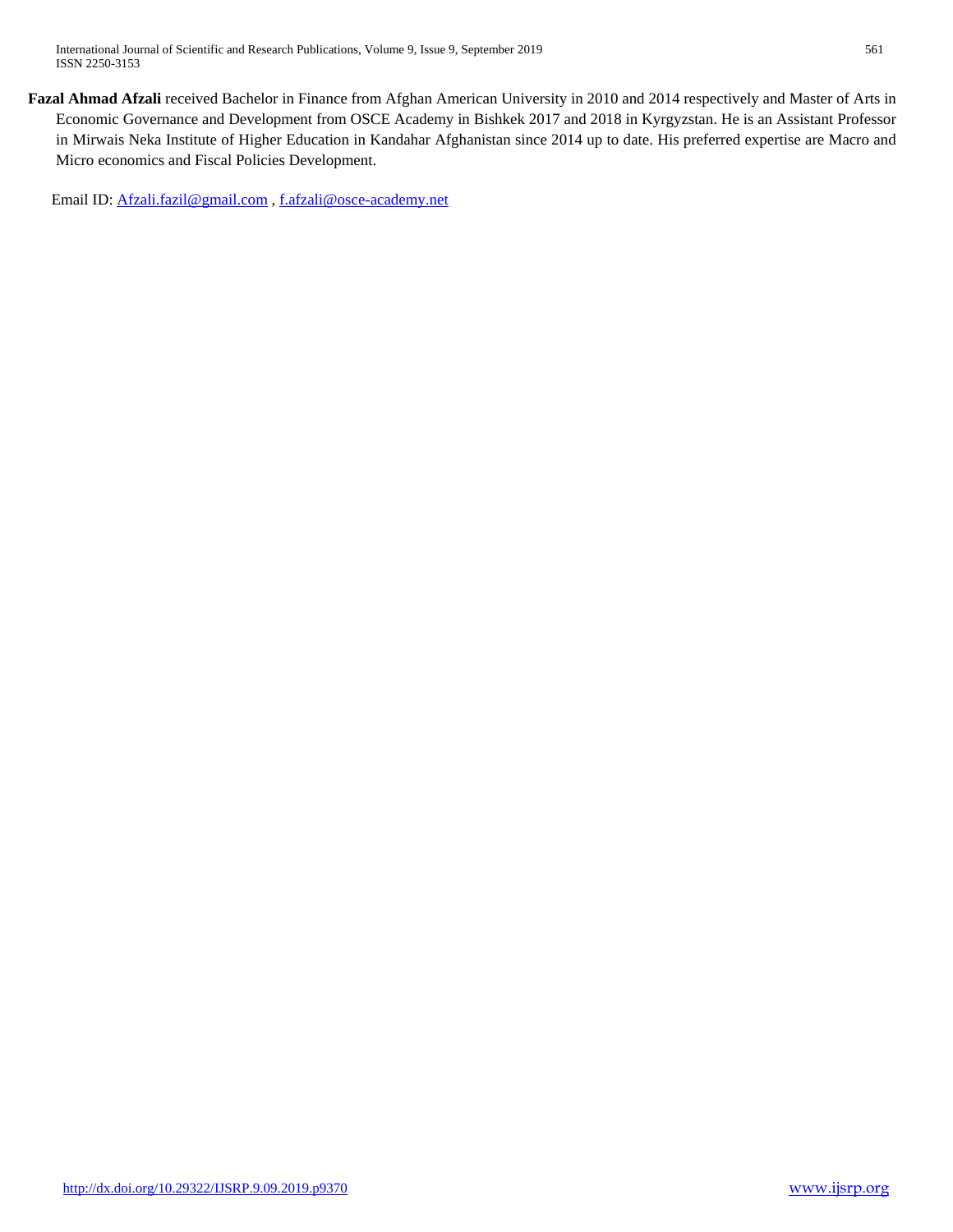**Fazal Ahmad Afzali** received Bachelor in Finance from Afghan American University in 2010 and 2014 respectively and Master of Arts in Economic Governance and Development from OSCE Academy in Bishkek 2017 and 2018 in Kyrgyzstan. He is an Assistant Professor in Mirwais Neka Institute of Higher Education in Kandahar Afghanistan since 2014 up to date. His preferred expertise are Macro and Micro economics and Fiscal Policies Development.

Email ID: Afzali.fazil@gmail.com , f.afzali@osce-academy.net